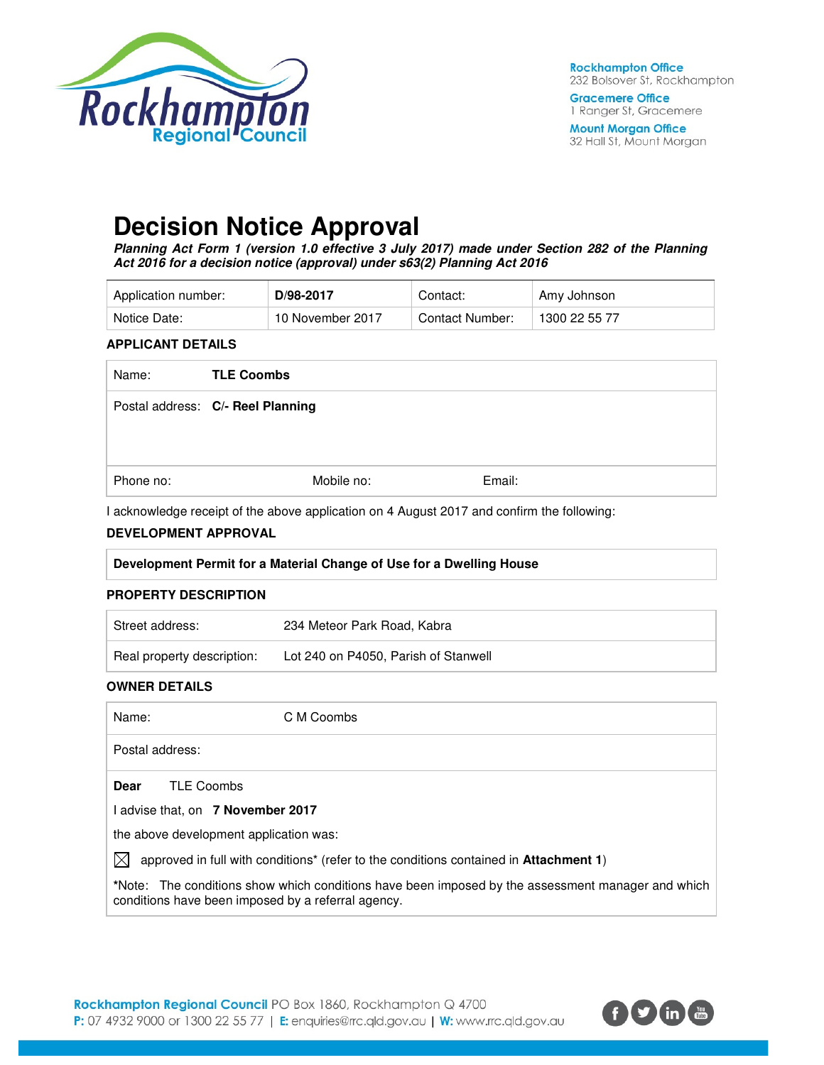Rockhampton Office
232 Bolsover St, Rockhampton

Gracemere Office
1 Ranger St, Gracemere

Mount Morgan Office
32 Hall St, Mount Morgan

# Decision Notice Approval

***Planning Act Form 1 (version 1.0 effective 3 July 2017) made under Section 282 of the Planning Act 2016 for a decision notice (approval) under s63(2) Planning Act 2016***

| Application number: | **D/98-2017** | Contact: | Amy Johnson |
|---|---|---|---|
| Notice Date: | 10 November 2017 | Contact Number: | 1300 22 55 77 |

### APPLICANT DETAILS

| | | | |
|---|---|---|---|
| Name: | **TLE Coombs** | | |
| Postal address: | **C/- Reel Planning** | | |
| Phone no: | Mobile no: | Email: | |

I acknowledge receipt of the above application on 4 August 2017 and confirm the following:

### DEVELOPMENT APPROVAL

**Development Permit for a Material Change of Use for a Dwelling House**

### PROPERTY DESCRIPTION

| | |
|---|---|
| Street address: | 234 Meteor Park Road, Kabra |
| Real property description: | Lot 240 on P4050, Parish of Stanwell |

### OWNER DETAILS

| | |
|---|---|
| Name: | C M Coombs |
| Postal address: | |

**Dear** TLE Coombs

I advise that, on **7 November 2017**

the above development application was:

☒ approved in full with conditions* (refer to the conditions contained in **Attachment 1**)

*Note: The conditions show which conditions have been imposed by the assessment manager and which conditions have been imposed by a referral agency.

**Rockhampton Regional Council** PO Box 1860, Rockhampton Q 4700
**P:** 07 4932 9000 or 1300 22 55 77 | **E:** enquiries@rrc.qld.gov.au | **W:** www.rrc.qld.gov.au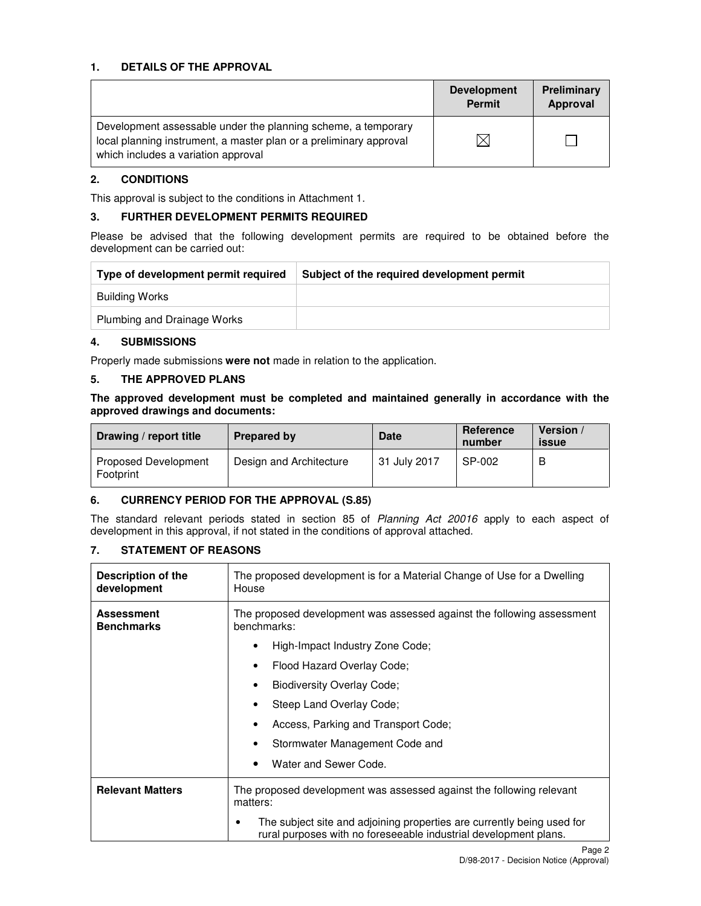## 1. DETAILS OF THE APPROVAL

| | Development Permit | Preliminary Approval |
|---|---|---|
| Development assessable under the planning scheme, a temporary local planning instrument, a master plan or a preliminary approval which includes a variation approval | ☒ | ☐ |

## 2. CONDITIONS

This approval is subject to the conditions in Attachment 1.

## 3. FURTHER DEVELOPMENT PERMITS REQUIRED

Please be advised that the following development permits are required to be obtained before the development can be carried out:

| Type of development permit required | Subject of the required development permit |
|---|---|
| Building Works | |
| Plumbing and Drainage Works | |

## 4. SUBMISSIONS

Properly made submissions **were not** made in relation to the application.

## 5. THE APPROVED PLANS

**The approved development must be completed and maintained generally in accordance with the approved drawings and documents:**

| Drawing / report title | Prepared by | Date | Reference number | Version / issue |
|---|---|---|---|---|
| Proposed Development Footprint | Design and Architecture | 31 July 2017 | SP-002 | B |

## 6. CURRENCY PERIOD FOR THE APPROVAL (S.85)

The standard relevant periods stated in section 85 of *Planning Act 20016* apply to each aspect of development in this approval, if not stated in the conditions of approval attached.

## 7. STATEMENT OF REASONS

| | |
|---|---|
| **Description of the development** | The proposed development is for a Material Change of Use for a Dwelling House |
| **Assessment Benchmarks** | The proposed development was assessed against the following assessment benchmarks:<br>• High-Impact Industry Zone Code;<br>• Flood Hazard Overlay Code;<br>• Biodiversity Overlay Code;<br>• Steep Land Overlay Code;<br>• Access, Parking and Transport Code;<br>• Stormwater Management Code and<br>• Water and Sewer Code. |
| **Relevant Matters** | The proposed development was assessed against the following relevant matters:<br>• The subject site and adjoining properties are currently being used for rural purposes with no foreseeable industrial development plans. |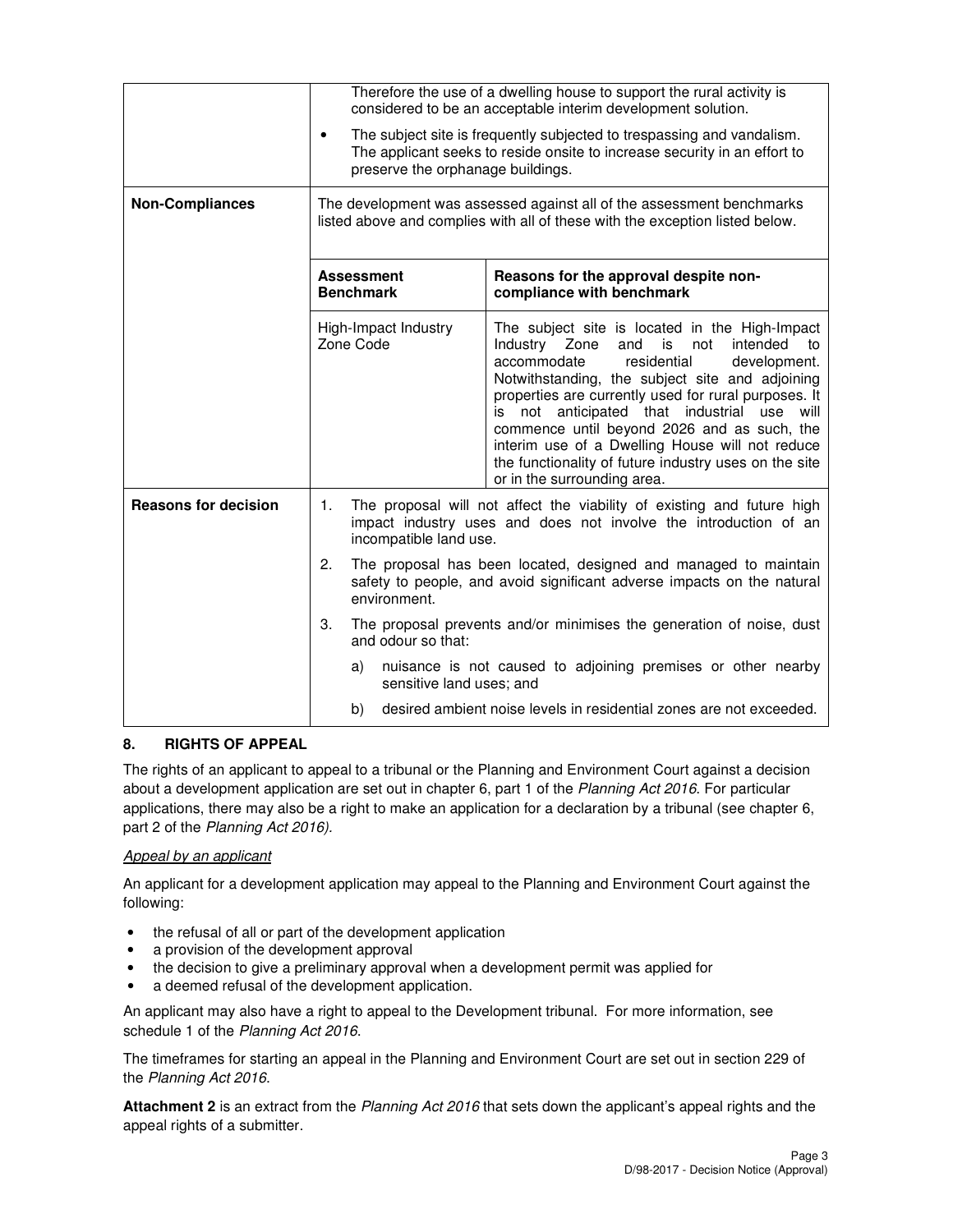| | |
|---|---|
| | Therefore the use of a dwelling house to support the rural activity is considered to be an acceptable interim development solution.<br>• The subject site is frequently subjected to trespassing and vandalism. The applicant seeks to reside onsite to increase security in an effort to preserve the orphanage buildings. |
| **Non-Compliances** | The development was assessed against all of the assessment benchmarks listed above and complies with all of these with the exception listed below.<br><br>**Assessment Benchmark**: High-Impact Industry Zone Code<br><br>**Reasons for the approval despite non-compliance with benchmark**: The subject site is located in the High-Impact Industry Zone and is not intended to accommodate residential development. Notwithstanding, the subject site and adjoining properties are currently used for rural purposes. It is not anticipated that industrial use will commence until beyond 2026 and as such, the interim use of a Dwelling House will not reduce the functionality of future industry uses on the site or in the surrounding area. |
| **Reasons for decision** | 1. The proposal will not affect the viability of existing and future high impact industry uses and does not involve the introduction of an incompatible land use.<br>2. The proposal has been located, designed and managed to maintain safety to people, and avoid significant adverse impacts on the natural environment.<br>3. The proposal prevents and/or minimises the generation of noise, dust and odour so that:<br>a) nuisance is not caused to adjoining premises or other nearby sensitive land uses; and<br>b) desired ambient noise levels in residential zones are not exceeded. |

## 8. RIGHTS OF APPEAL

The rights of an applicant to appeal to a tribunal or the Planning and Environment Court against a decision about a development application are set out in chapter 6, part 1 of the *Planning Act 2016*. For particular applications, there may also be a right to make an application for a declaration by a tribunal (see chapter 6, part 2 of the *Planning Act 2016)*.

*Appeal by an applicant*

An applicant for a development application may appeal to the Planning and Environment Court against the following:

- the refusal of all or part of the development application
- a provision of the development approval
- the decision to give a preliminary approval when a development permit was applied for
- a deemed refusal of the development application.

An applicant may also have a right to appeal to the Development tribunal. For more information, see schedule 1 of the *Planning Act 2016*.

The timeframes for starting an appeal in the Planning and Environment Court are set out in section 229 of the *Planning Act 2016*.

**Attachment 2** is an extract from the *Planning Act 2016* that sets down the applicant's appeal rights and the appeal rights of a submitter.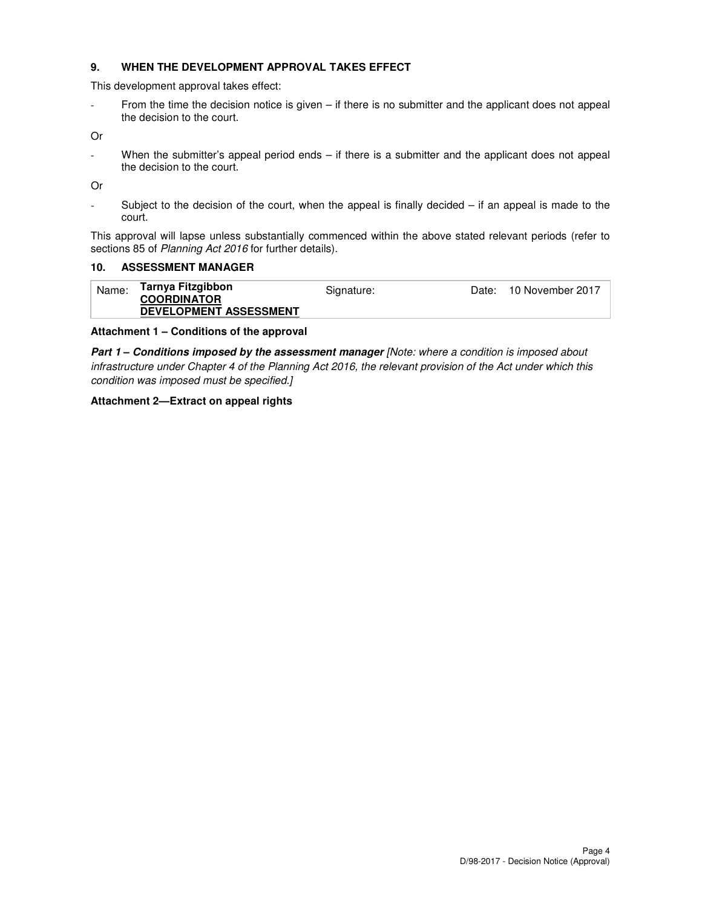## 9. WHEN THE DEVELOPMENT APPROVAL TAKES EFFECT

This development approval takes effect:

- From the time the decision notice is given – if there is no submitter and the applicant does not appeal the decision to the court.

Or

- When the submitter's appeal period ends – if there is a submitter and the applicant does not appeal the decision to the court.

Or

- Subject to the decision of the court, when the appeal is finally decided – if an appeal is made to the court.

This approval will lapse unless substantially commenced within the above stated relevant periods (refer to sections 85 of *Planning Act 2016* for further details).

## 10. ASSESSMENT MANAGER

| Name: | **Tarnya Fitzgibbon**<br>**COORDINATOR**<br>**DEVELOPMENT ASSESSMENT** | Signature: | Date: | 10 November 2017 |
|---|---|---|---|---|

**Attachment 1 – Conditions of the approval**

***Part 1 – Conditions imposed by the assessment manager*** *[Note: where a condition is imposed about infrastructure under Chapter 4 of the Planning Act 2016, the relevant provision of the Act under which this condition was imposed must be specified.]*

**Attachment 2—Extract on appeal rights**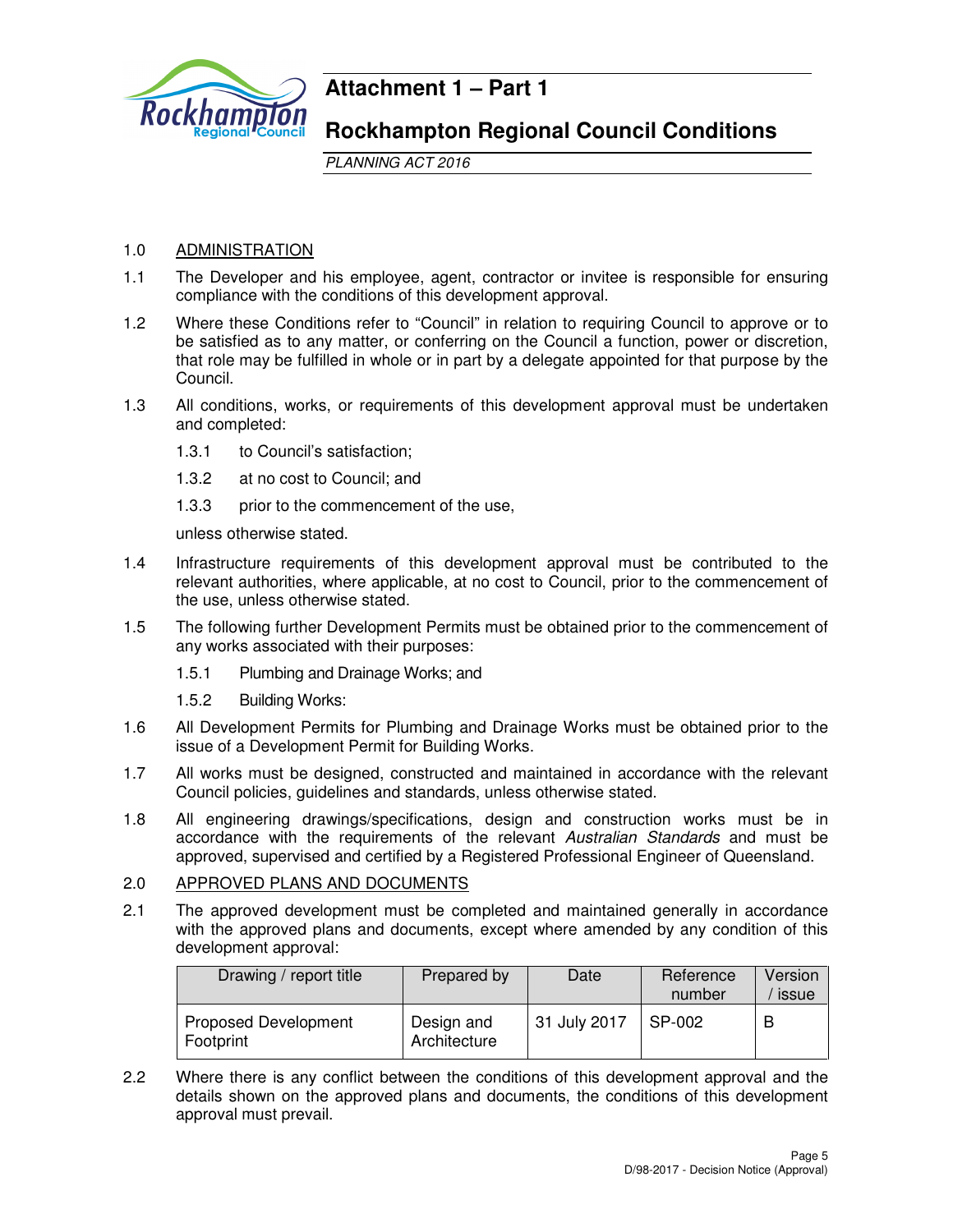# Attachment 1 – Part 1

## Rockhampton Regional Council Conditions

*PLANNING ACT 2016*

1.0 ADMINISTRATION

1.1 The Developer and his employee, agent, contractor or invitee is responsible for ensuring compliance with the conditions of this development approval.

1.2 Where these Conditions refer to "Council" in relation to requiring Council to approve or to be satisfied as to any matter, or conferring on the Council a function, power or discretion, that role may be fulfilled in whole or in part by a delegate appointed for that purpose by the Council.

1.3 All conditions, works, or requirements of this development approval must be undertaken and completed:

1.3.1 to Council's satisfaction;

1.3.2 at no cost to Council; and

1.3.3 prior to the commencement of the use,

unless otherwise stated.

1.4 Infrastructure requirements of this development approval must be contributed to the relevant authorities, where applicable, at no cost to Council, prior to the commencement of the use, unless otherwise stated.

1.5 The following further Development Permits must be obtained prior to the commencement of any works associated with their purposes:

1.5.1 Plumbing and Drainage Works; and

1.5.2 Building Works:

1.6 All Development Permits for Plumbing and Drainage Works must be obtained prior to the issue of a Development Permit for Building Works.

1.7 All works must be designed, constructed and maintained in accordance with the relevant Council policies, guidelines and standards, unless otherwise stated.

1.8 All engineering drawings/specifications, design and construction works must be in accordance with the requirements of the relevant *Australian Standards* and must be approved, supervised and certified by a Registered Professional Engineer of Queensland.

2.0 APPROVED PLANS AND DOCUMENTS

2.1 The approved development must be completed and maintained generally in accordance with the approved plans and documents, except where amended by any condition of this development approval:

| Drawing / report title | Prepared by | Date | Reference number | Version / issue |
|---|---|---|---|---|
| Proposed Development Footprint | Design and Architecture | 31 July 2017 | SP-002 | B |

2.2 Where there is any conflict between the conditions of this development approval and the details shown on the approved plans and documents, the conditions of this development approval must prevail.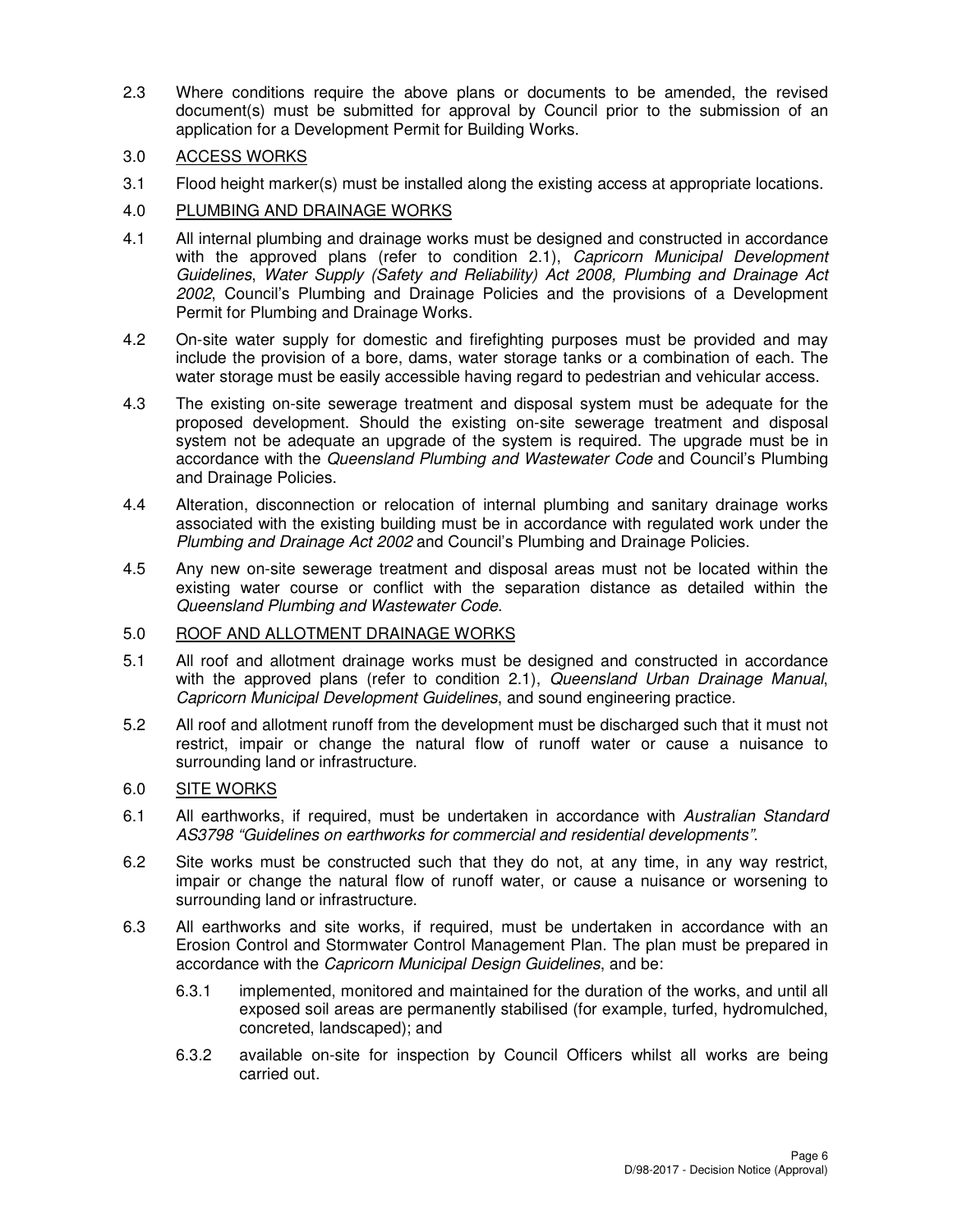2.3 Where conditions require the above plans or documents to be amended, the revised document(s) must be submitted for approval by Council prior to the submission of an application for a Development Permit for Building Works.

## 3.0 ACCESS WORKS

3.1 Flood height marker(s) must be installed along the existing access at appropriate locations.

## 4.0 PLUMBING AND DRAINAGE WORKS

4.1 All internal plumbing and drainage works must be designed and constructed in accordance with the approved plans (refer to condition 2.1), *Capricorn Municipal Development Guidelines*, *Water Supply (Safety and Reliability) Act 2008, Plumbing and Drainage Act 2002*, Council's Plumbing and Drainage Policies and the provisions of a Development Permit for Plumbing and Drainage Works.

4.2 On-site water supply for domestic and firefighting purposes must be provided and may include the provision of a bore, dams, water storage tanks or a combination of each. The water storage must be easily accessible having regard to pedestrian and vehicular access.

4.3 The existing on-site sewerage treatment and disposal system must be adequate for the proposed development. Should the existing on-site sewerage treatment and disposal system not be adequate an upgrade of the system is required. The upgrade must be in accordance with the *Queensland Plumbing and Wastewater Code* and Council's Plumbing and Drainage Policies.

4.4 Alteration, disconnection or relocation of internal plumbing and sanitary drainage works associated with the existing building must be in accordance with regulated work under the *Plumbing and Drainage Act 2002* and Council's Plumbing and Drainage Policies.

4.5 Any new on-site sewerage treatment and disposal areas must not be located within the existing water course or conflict with the separation distance as detailed within the *Queensland Plumbing and Wastewater Code*.

## 5.0 ROOF AND ALLOTMENT DRAINAGE WORKS

5.1 All roof and allotment drainage works must be designed and constructed in accordance with the approved plans (refer to condition 2.1), *Queensland Urban Drainage Manual*, *Capricorn Municipal Development Guidelines*, and sound engineering practice.

5.2 All roof and allotment runoff from the development must be discharged such that it must not restrict, impair or change the natural flow of runoff water or cause a nuisance to surrounding land or infrastructure.

## 6.0 SITE WORKS

6.1 All earthworks, if required, must be undertaken in accordance with *Australian Standard AS3798 "Guidelines on earthworks for commercial and residential developments"*.

6.2 Site works must be constructed such that they do not, at any time, in any way restrict, impair or change the natural flow of runoff water, or cause a nuisance or worsening to surrounding land or infrastructure.

6.3 All earthworks and site works, if required, must be undertaken in accordance with an Erosion Control and Stormwater Control Management Plan. The plan must be prepared in accordance with the *Capricorn Municipal Design Guidelines*, and be:

   6.3.1 implemented, monitored and maintained for the duration of the works, and until all exposed soil areas are permanently stabilised (for example, turfed, hydromulched, concreted, landscaped); and

   6.3.2 available on-site for inspection by Council Officers whilst all works are being carried out.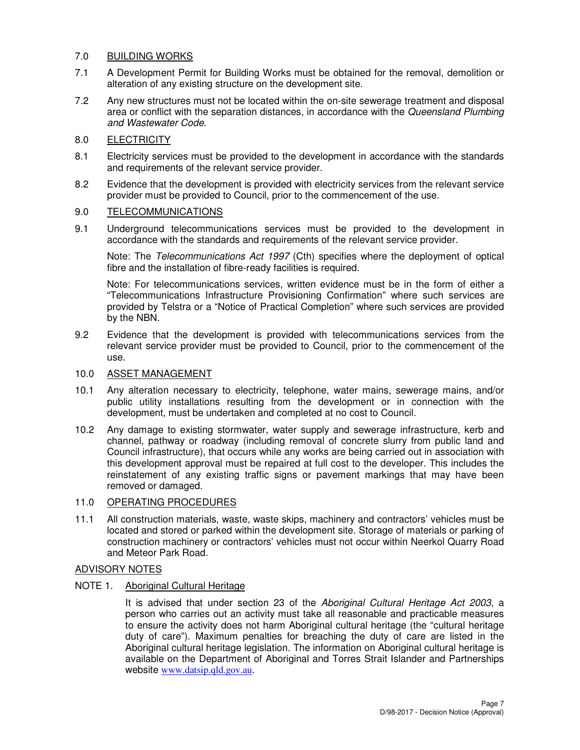## 7.0 BUILDING WORKS

7.1 A Development Permit for Building Works must be obtained for the removal, demolition or alteration of any existing structure on the development site.

7.2 Any new structures must not be located within the on-site sewerage treatment and disposal area or conflict with the separation distances, in accordance with the *Queensland Plumbing and Wastewater Code*.

## 8.0 ELECTRICITY

8.1 Electricity services must be provided to the development in accordance with the standards and requirements of the relevant service provider.

8.2 Evidence that the development is provided with electricity services from the relevant service provider must be provided to Council, prior to the commencement of the use.

## 9.0 TELECOMMUNICATIONS

9.1 Underground telecommunications services must be provided to the development in accordance with the standards and requirements of the relevant service provider.

Note: The *Telecommunications Act 1997* (Cth) specifies where the deployment of optical fibre and the installation of fibre-ready facilities is required.

Note: For telecommunications services, written evidence must be in the form of either a "Telecommunications Infrastructure Provisioning Confirmation" where such services are provided by Telstra or a "Notice of Practical Completion" where such services are provided by the NBN.

9.2 Evidence that the development is provided with telecommunications services from the relevant service provider must be provided to Council, prior to the commencement of the use.

## 10.0 ASSET MANAGEMENT

10.1 Any alteration necessary to electricity, telephone, water mains, sewerage mains, and/or public utility installations resulting from the development or in connection with the development, must be undertaken and completed at no cost to Council.

10.2 Any damage to existing stormwater, water supply and sewerage infrastructure, kerb and channel, pathway or roadway (including removal of concrete slurry from public land and Council infrastructure), that occurs while any works are being carried out in association with this development approval must be repaired at full cost to the developer. This includes the reinstatement of any existing traffic signs or pavement markings that may have been removed or damaged.

## 11.0 OPERATING PROCEDURES

11.1 All construction materials, waste, waste skips, machinery and contractors' vehicles must be located and stored or parked within the development site. Storage of materials or parking of construction machinery or contractors' vehicles must not occur within Neerkol Quarry Road and Meteor Park Road.

## ADVISORY NOTES

### NOTE 1. Aboriginal Cultural Heritage

It is advised that under section 23 of the *Aboriginal Cultural Heritage Act 2003*, a person who carries out an activity must take all reasonable and practicable measures to ensure the activity does not harm Aboriginal cultural heritage (the "cultural heritage duty of care"). Maximum penalties for breaching the duty of care are listed in the Aboriginal cultural heritage legislation. The information on Aboriginal cultural heritage is available on the Department of Aboriginal and Torres Strait Islander and Partnerships website www.datsip.qld.gov.au.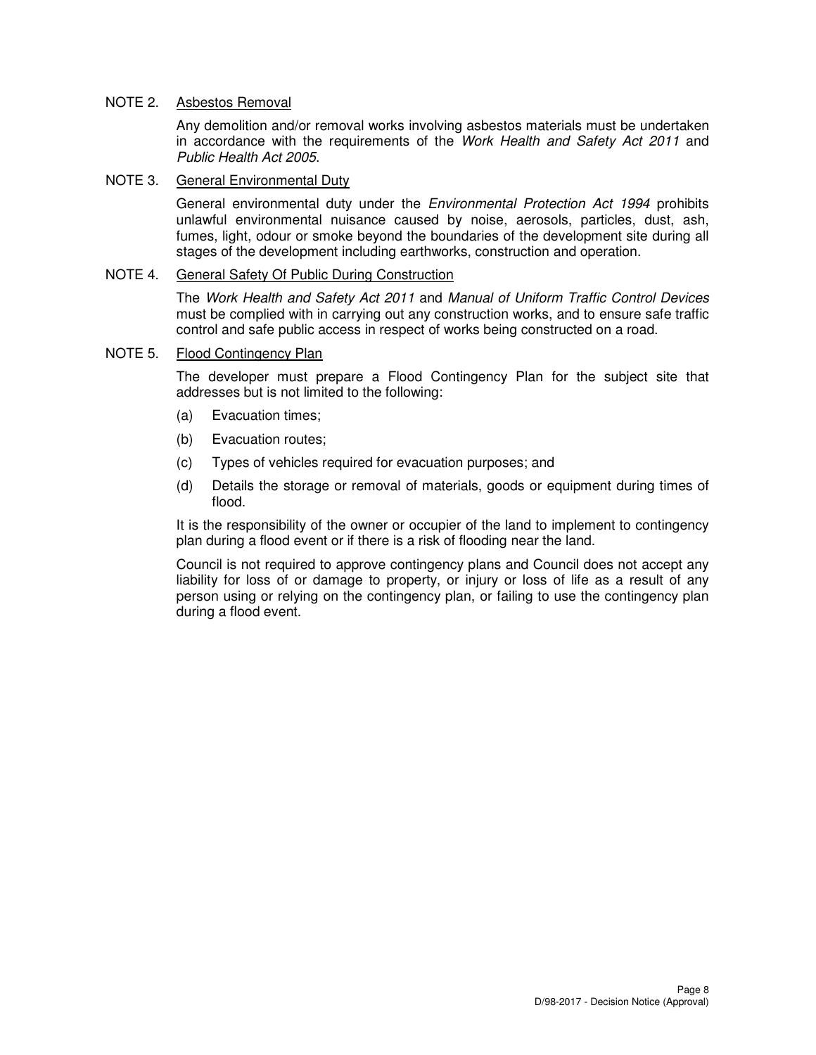NOTE 2. <u>Asbestos Removal</u>

Any demolition and/or removal works involving asbestos materials must be undertaken in accordance with the requirements of the *Work Health and Safety Act 2011* and *Public Health Act 2005*.

NOTE 3. <u>General Environmental Duty</u>

General environmental duty under the *Environmental Protection Act 1994* prohibits unlawful environmental nuisance caused by noise, aerosols, particles, dust, ash, fumes, light, odour or smoke beyond the boundaries of the development site during all stages of the development including earthworks, construction and operation.

NOTE 4. <u>General Safety Of Public During Construction</u>

The *Work Health and Safety Act 2011* and *Manual of Uniform Traffic Control Devices* must be complied with in carrying out any construction works, and to ensure safe traffic control and safe public access in respect of works being constructed on a road.

NOTE 5. <u>Flood Contingency Plan</u>

The developer must prepare a Flood Contingency Plan for the subject site that addresses but is not limited to the following:

(a) Evacuation times;

(b) Evacuation routes;

(c) Types of vehicles required for evacuation purposes; and

(d) Details the storage or removal of materials, goods or equipment during times of flood.

It is the responsibility of the owner or occupier of the land to implement to contingency plan during a flood event or if there is a risk of flooding near the land.

Council is not required to approve contingency plans and Council does not accept any liability for loss of or damage to property, or injury or loss of life as a result of any person using or relying on the contingency plan, or failing to use the contingency plan during a flood event.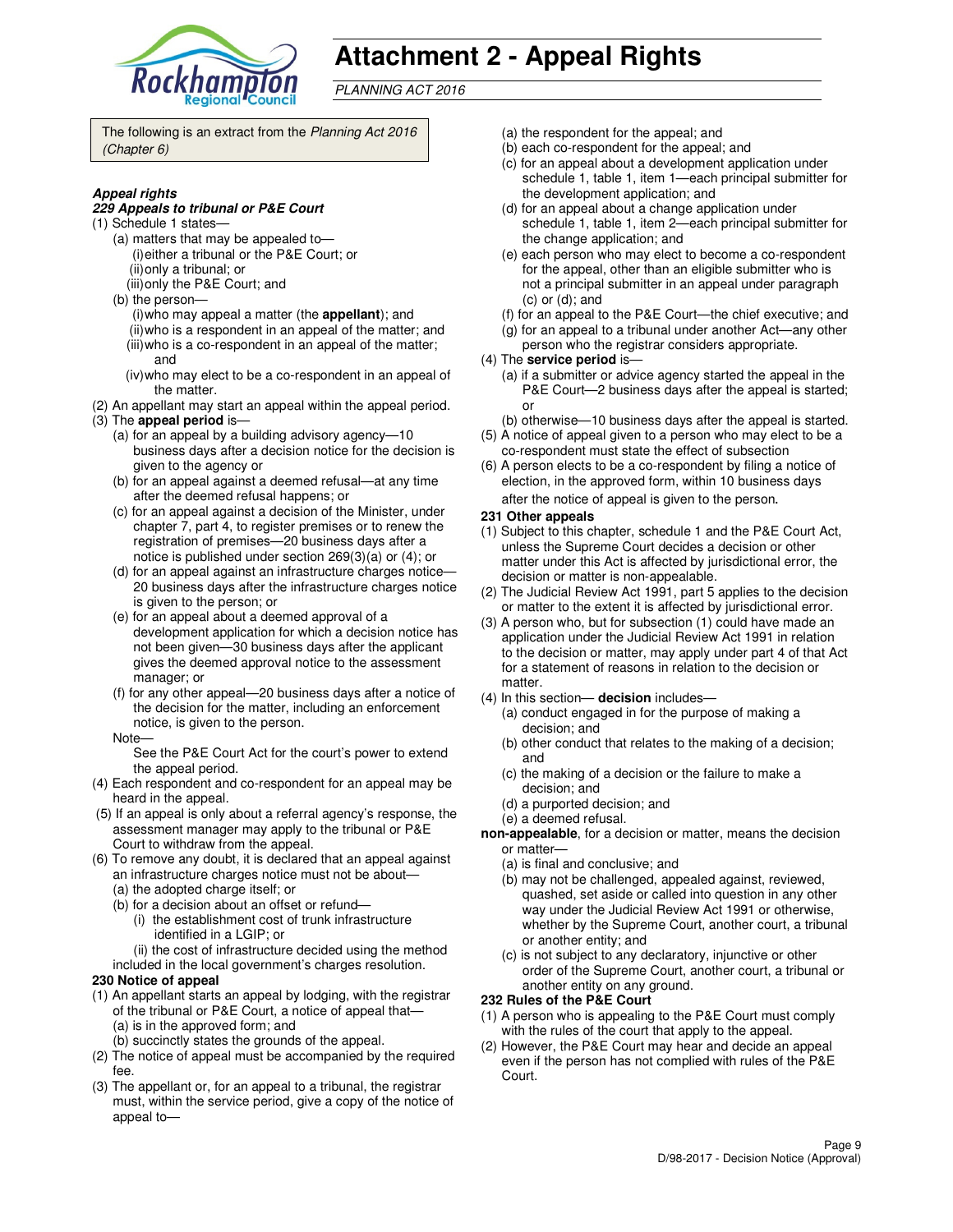# Attachment 2 - Appeal Rights

*PLANNING ACT 2016*

The following is an extract from the *Planning Act 2016 (Chapter 6)*

***Appeal rights***

***229 Appeals to tribunal or P&E Court***

(1) Schedule 1 states—

(a) matters that may be appealed to—

(i) either a tribunal or the P&E Court; or

(ii) only a tribunal; or

(iii) only the P&E Court; and

(b) the person—

(i) who may appeal a matter (the **appellant**); and

(ii) who is a respondent in an appeal of the matter; and

(iii) who is a co-respondent in an appeal of the matter; and

(iv) who may elect to be a co-respondent in an appeal of the matter.

(2) An appellant may start an appeal within the appeal period.

(3) The **appeal period** is—

(a) for an appeal by a building advisory agency—10 business days after a decision notice for the decision is given to the agency or

(b) for an appeal against a deemed refusal—at any time after the deemed refusal happens; or

(c) for an appeal against a decision of the Minister, under chapter 7, part 4, to register premises or to renew the registration of premises—20 business days after a notice is published under section 269(3)(a) or (4); or

(d) for an appeal against an infrastructure charges notice—20 business days after the infrastructure charges notice is given to the person; or

(e) for an appeal about a deemed approval of a development application for which a decision notice has not been given—30 business days after the applicant gives the deemed approval notice to the assessment manager; or

(f) for any other appeal—20 business days after a notice of the decision for the matter, including an enforcement notice, is given to the person.

Note—

See the P&E Court Act for the court's power to extend the appeal period.

(4) Each respondent and co-respondent for an appeal may be heard in the appeal.

(5) If an appeal is only about a referral agency's response, the assessment manager may apply to the tribunal or P&E Court to withdraw from the appeal.

(6) To remove any doubt, it is declared that an appeal against an infrastructure charges notice must not be about—

(a) the adopted charge itself; or

(b) for a decision about an offset or refund—

(i) the establishment cost of trunk infrastructure identified in a LGIP; or

(ii) the cost of infrastructure decided using the method included in the local government's charges resolution.

**230 Notice of appeal**

(1) An appellant starts an appeal by lodging, with the registrar of the tribunal or P&E Court, a notice of appeal that—

(a) is in the approved form; and

(b) succinctly states the grounds of the appeal.

(2) The notice of appeal must be accompanied by the required fee.

(3) The appellant or, for an appeal to a tribunal, the registrar must, within the service period, give a copy of the notice of appeal to—

(a) the respondent for the appeal; and

(b) each co-respondent for the appeal; and

(c) for an appeal about a development application under schedule 1, table 1, item 1—each principal submitter for the development application; and

(d) for an appeal about a change application under schedule 1, table 1, item 2—each principal submitter for the change application; and

(e) each person who may elect to become a co-respondent for the appeal, other than an eligible submitter who is not a principal submitter in an appeal under paragraph (c) or (d); and

(f) for an appeal to the P&E Court—the chief executive; and

(g) for an appeal to a tribunal under another Act—any other person who the registrar considers appropriate.

(4) The **service period** is—

(a) if a submitter or advice agency started the appeal in the P&E Court—2 business days after the appeal is started; or

(b) otherwise—10 business days after the appeal is started.

(5) A notice of appeal given to a person who may elect to be a co-respondent must state the effect of subsection

(6) A person elects to be a co-respondent by filing a notice of election, in the approved form, within 10 business days after the notice of appeal is given to the person.

**231 Other appeals**

(1) Subject to this chapter, schedule 1 and the P&E Court Act, unless the Supreme Court decides a decision or other matter under this Act is affected by jurisdictional error, the decision or matter is non-appealable.

(2) The Judicial Review Act 1991, part 5 applies to the decision or matter to the extent it is affected by jurisdictional error.

(3) A person who, but for subsection (1) could have made an application under the Judicial Review Act 1991 in relation to the decision or matter, may apply under part 4 of that Act for a statement of reasons in relation to the decision or matter.

(4) In this section— **decision** includes—

(a) conduct engaged in for the purpose of making a decision; and

(b) other conduct that relates to the making of a decision; and

(c) the making of a decision or the failure to make a decision; and

(d) a purported decision; and

(e) a deemed refusal.

**non-appealable**, for a decision or matter, means the decision or matter—

(a) is final and conclusive; and

(b) may not be challenged, appealed against, reviewed, quashed, set aside or called into question in any other way under the Judicial Review Act 1991 or otherwise, whether by the Supreme Court, another court, a tribunal or another entity; and

(c) is not subject to any declaratory, injunctive or other order of the Supreme Court, another court, a tribunal or another entity on any ground.

**232 Rules of the P&E Court**

(1) A person who is appealing to the P&E Court must comply with the rules of the court that apply to the appeal.

(2) However, the P&E Court may hear and decide an appeal even if the person has not complied with rules of the P&E Court.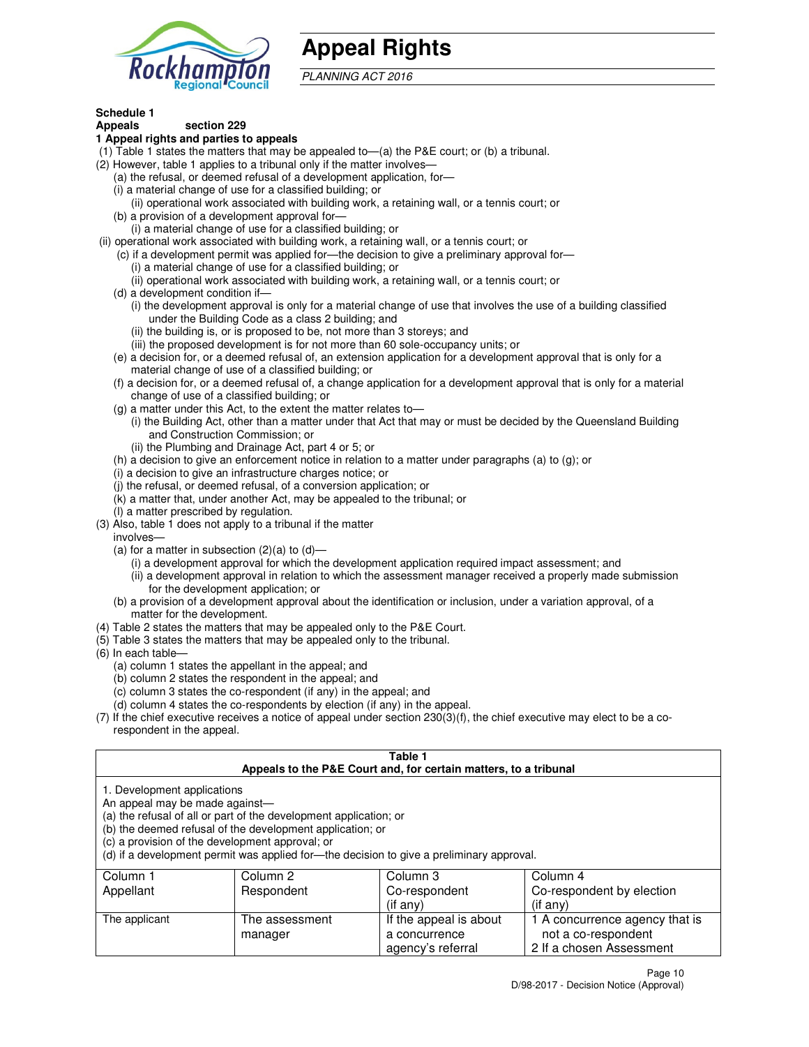# Appeal Rights

*PLANNING ACT 2016*

**Schedule 1**
**Appeals section 229**
**1 Appeal rights and parties to appeals**

(1) Table 1 states the matters that may be appealed to—(a) the P&E court; or (b) a tribunal.

(2) However, table 1 applies to a tribunal only if the matter involves—

(a) the refusal, or deemed refusal of a development application, for—

(i) a material change of use for a classified building; or

(ii) operational work associated with building work, a retaining wall, or a tennis court; or

(b) a provision of a development approval for—

(i) a material change of use for a classified building; or

(ii) operational work associated with building work, a retaining wall, or a tennis court; or

(c) if a development permit was applied for—the decision to give a preliminary approval for—

(i) a material change of use for a classified building; or

(ii) operational work associated with building work, a retaining wall, or a tennis court; or

(d) a development condition if—

(i) the development approval is only for a material change of use that involves the use of a building classified under the Building Code as a class 2 building; and

(ii) the building is, or is proposed to be, not more than 3 storeys; and

(iii) the proposed development is for not more than 60 sole-occupancy units; or

(e) a decision for, or a deemed refusal of, an extension application for a development approval that is only for a material change of use of a classified building; or

(f) a decision for, or a deemed refusal of, a change application for a development approval that is only for a material change of use of a classified building; or

(g) a matter under this Act, to the extent the matter relates to—

(i) the Building Act, other than a matter under that Act that may or must be decided by the Queensland Building and Construction Commission; or

(ii) the Plumbing and Drainage Act, part 4 or 5; or

(h) a decision to give an enforcement notice in relation to a matter under paragraphs (a) to (g); or

(i) a decision to give an infrastructure charges notice; or

(j) the refusal, or deemed refusal, of a conversion application; or

(k) a matter that, under another Act, may be appealed to the tribunal; or

(l) a matter prescribed by regulation.

(3) Also, table 1 does not apply to a tribunal if the matter involves—

(a) for a matter in subsection (2)(a) to (d)—

(i) a development approval for which the development application required impact assessment; and

(ii) a development approval in relation to which the assessment manager received a properly made submission for the development application; or

(b) a provision of a development approval about the identification or inclusion, under a variation approval, of a matter for the development.

(4) Table 2 states the matters that may be appealed only to the P&E Court.

(5) Table 3 states the matters that may be appealed only to the tribunal.

(6) In each table—

(a) column 1 states the appellant in the appeal; and

(b) column 2 states the respondent in the appeal; and

(c) column 3 states the co-respondent (if any) in the appeal; and

(d) column 4 states the co-respondents by election (if any) in the appeal.

(7) If the chief executive receives a notice of appeal under section 230(3)(f), the chief executive may elect to be a co-respondent in the appeal.

**Table 1**
**Appeals to the P&E Court and, for certain matters, to a tribunal**

1. Development applications
An appeal may be made against—
(a) the refusal of all or part of the development application; or
(b) the deemed refusal of the development application; or
(c) a provision of the development approval; or
(d) if a development permit was applied for—the decision to give a preliminary approval.

| Column 1<br>Appellant | Column 2<br>Respondent | Column 3<br>Co-respondent<br>(if any) | Column 4<br>Co-respondent by election<br>(if any) |
|---|---|---|---|
| The applicant | The assessment manager | If the appeal is about a concurrence agency's referral | 1 A concurrence agency that is not a co-respondent<br>2 If a chosen Assessment |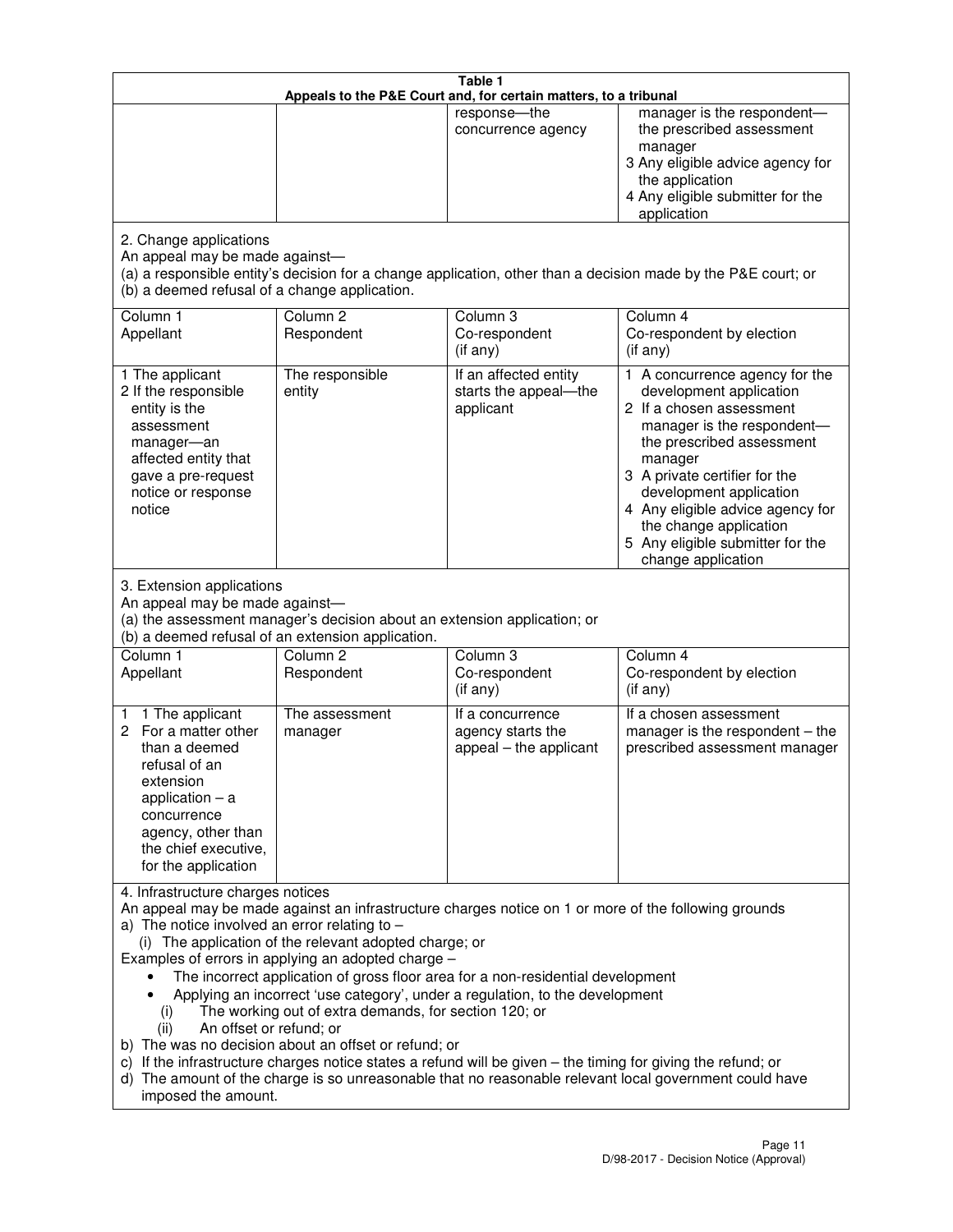| Table 1 | | | |
|---|---|---|---|
| Appeals to the P&E Court and, for certain matters, to a tribunal | | | |
| | | response—the concurrence agency | manager is the respondent—the prescribed assessment manager<br>3 Any eligible advice agency for the application<br>4 Any eligible submitter for the application |

2. Change applications

An appeal may be made against—

(a) a responsible entity's decision for a change application, other than a decision made by the P&E court; or

(b) a deemed refusal of a change application.

| Column 1<br>Appellant | Column 2<br>Respondent | Column 3<br>Co-respondent<br>(if any) | Column 4<br>Co-respondent by election<br>(if any) |
|---|---|---|---|
| 1 The applicant<br>2 If the responsible entity is the assessment manager—an affected entity that gave a pre-request notice or response notice | The responsible entity | If an affected entity starts the appeal—the applicant | 1 A concurrence agency for the development application<br>2 If a chosen assessment manager is the respondent—the prescribed assessment manager<br>3 A private certifier for the development application<br>4 Any eligible advice agency for the change application<br>5 Any eligible submitter for the change application |

3. Extension applications

An appeal may be made against—

(a) the assessment manager's decision about an extension application; or

(b) a deemed refusal of an extension application.

| Column 1<br>Appellant | Column 2<br>Respondent | Column 3<br>Co-respondent<br>(if any) | Column 4<br>Co-respondent by election<br>(if any) |
|---|---|---|---|
| 1 1 The applicant<br>2 For a matter other than a deemed refusal of an extension application – a concurrence agency, other than the chief executive, for the application | The assessment manager | If a concurrence agency starts the appeal – the applicant | If a chosen assessment manager is the respondent – the prescribed assessment manager |

4. Infrastructure charges notices

An appeal may be made against an infrastructure charges notice on 1 or more of the following grounds

a) The notice involved an error relating to –

(i) The application of the relevant adopted charge; or

Examples of errors in applying an adopted charge –

- The incorrect application of gross floor area for a non-residential development
- Applying an incorrect 'use category', under a regulation, to the development

(i) The working out of extra demands, for section 120; or

(ii) An offset or refund; or

b) The was no decision about an offset or refund; or

c) If the infrastructure charges notice states a refund will be given – the timing for giving the refund; or

d) The amount of the charge is so unreasonable that no reasonable relevant local government could have imposed the amount.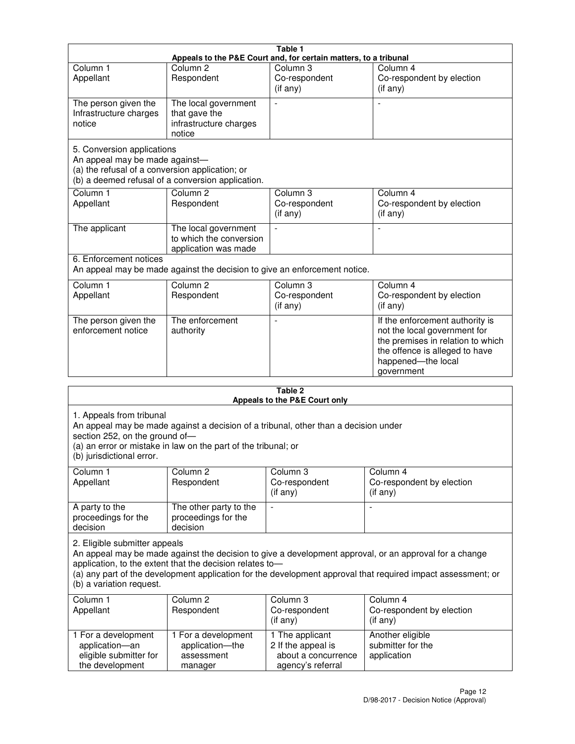**Table 1**
**Appeals to the P&E Court and, for certain matters, to a tribunal**

| Column 1<br>Appellant | Column 2<br>Respondent | Column 3<br>Co-respondent<br>(if any) | Column 4<br>Co-respondent by election<br>(if any) |
|---|---|---|---|
| The person given the Infrastructure charges notice | The local government that gave the infrastructure charges notice | - | - |

5. Conversion applications
An appeal may be made against—
(a) the refusal of a conversion application; or
(b) a deemed refusal of a conversion application.

| Column 1<br>Appellant | Column 2<br>Respondent | Column 3<br>Co-respondent<br>(if any) | Column 4<br>Co-respondent by election<br>(if any) |
|---|---|---|---|
| The applicant | The local government to which the conversion application was made | - | - |

6. Enforcement notices
An appeal may be made against the decision to give an enforcement notice.

| Column 1<br>Appellant | Column 2<br>Respondent | Column 3<br>Co-respondent<br>(if any) | Column 4<br>Co-respondent by election<br>(if any) |
|---|---|---|---|
| The person given the enforcement notice | The enforcement authority | - | If the enforcement authority is not the local government for the premises in relation to which the offence is alleged to have happened—the local government |

**Table 2**
**Appeals to the P&E Court only**

1. Appeals from tribunal
An appeal may be made against a decision of a tribunal, other than a decision under section 252, on the ground of—
(a) an error or mistake in law on the part of the tribunal; or
(b) jurisdictional error.

| Column 1<br>Appellant | Column 2<br>Respondent | Column 3<br>Co-respondent<br>(if any) | Column 4<br>Co-respondent by election<br>(if any) |
|---|---|---|---|
| A party to the proceedings for the decision | The other party to the proceedings for the decision | - | - |

2. Eligible submitter appeals
An appeal may be made against the decision to give a development approval, or an approval for a change application, to the extent that the decision relates to—
(a) any part of the development application for the development approval that required impact assessment; or
(b) a variation request.

| Column 1<br>Appellant | Column 2<br>Respondent | Column 3<br>Co-respondent<br>(if any) | Column 4<br>Co-respondent by election<br>(if any) |
|---|---|---|---|
| 1 For a development application—an eligible submitter for the development | 1 For a development application—the assessment manager | 1 The applicant<br>2 If the appeal is about a concurrence agency's referral | Another eligible submitter for the application |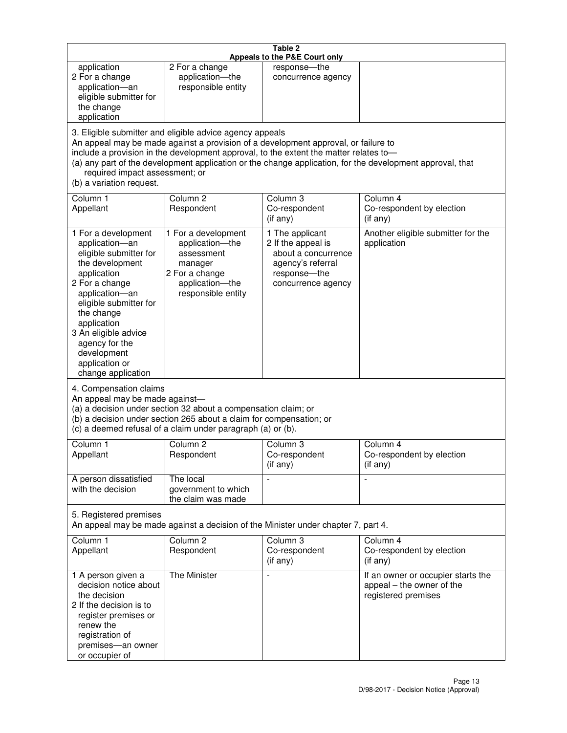**Table 2**
**Appeals to the P&E Court only**

| | | | |
|---|---|---|---|
| application<br>2 For a change application—an eligible submitter for the change application | 2 For a change application—the responsible entity | response—the concurrence agency | |

3. Eligible submitter and eligible advice agency appeals

An appeal may be made against a provision of a development approval, or failure to include a provision in the development approval, to the extent the matter relates to—

(a) any part of the development application or the change application, for the development approval, that required impact assessment; or

(b) a variation request.

| Column 1<br>Appellant | Column 2<br>Respondent | Column 3<br>Co-respondent<br>(if any) | Column 4<br>Co-respondent by election<br>(if any) |
|---|---|---|---|
| 1 For a development application—an eligible submitter for the development application<br>2 For a change application—an eligible submitter for the change application<br>3 An eligible advice agency for the development application or change application | 1 For a development application—the assessment manager<br>2 For a change application—the responsible entity | 1 The applicant<br>2 If the appeal is about a concurrence agency's referral response—the concurrence agency | Another eligible submitter for the application |

4. Compensation claims

An appeal may be made against—

(a) a decision under section 32 about a compensation claim; or

(b) a decision under section 265 about a claim for compensation; or

(c) a deemed refusal of a claim under paragraph (a) or (b).

| Column 1<br>Appellant | Column 2<br>Respondent | Column 3<br>Co-respondent<br>(if any) | Column 4<br>Co-respondent by election<br>(if any) |
|---|---|---|---|
| A person dissatisfied with the decision | The local government to which the claim was made | - | - |

5. Registered premises

An appeal may be made against a decision of the Minister under chapter 7, part 4.

| Column 1<br>Appellant | Column 2<br>Respondent | Column 3<br>Co-respondent<br>(if any) | Column 4<br>Co-respondent by election<br>(if any) |
|---|---|---|---|
| 1 A person given a decision notice about the decision<br>2 If the decision is to register premises or renew the registration of premises—an owner or occupier of | The Minister | - | If an owner or occupier starts the appeal – the owner of the registered premises |

D/98-2017 - Decision Notice (Approval)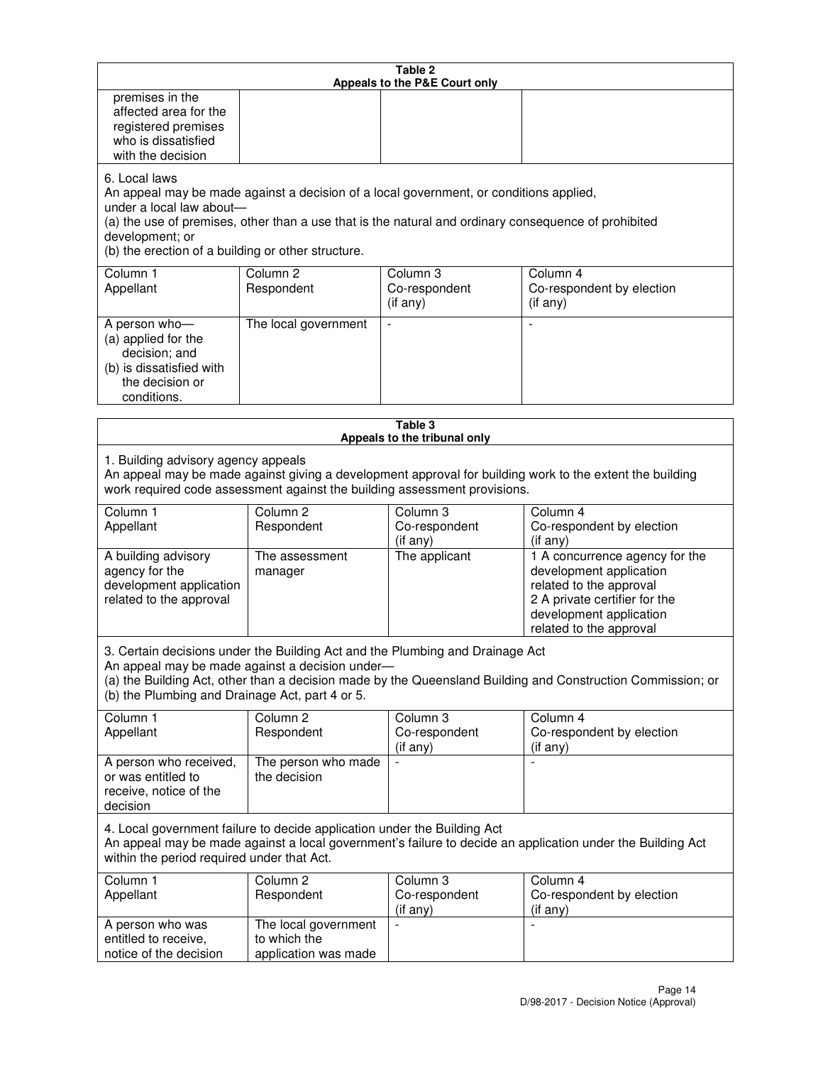| Table 2 Appeals to the P&E Court only | | | |
|---|---|---|---|
| premises in the affected area for the registered premises who is dissatisfied with the decision | | | |
| 6. Local laws<br>An appeal may be made against a decision of a local government, or conditions applied, under a local law about—<br>(a) the use of premises, other than a use that is the natural and ordinary consequence of prohibited development; or<br>(b) the erection of a building or other structure. | | | |
| Column 1<br>Appellant | Column 2<br>Respondent | Column 3<br>Co-respondent<br>(if any) | Column 4<br>Co-respondent by election<br>(if any) |
| A person who—<br>(a) applied for the decision; and<br>(b) is dissatisfied with the decision or conditions. | The local government | - | - |

| Table 3 Appeals to the tribunal only | | | |
|---|---|---|---|
| 1. Building advisory agency appeals<br>An appeal may be made against giving a development approval for building work to the extent the building work required code assessment against the building assessment provisions. | | | |
| Column 1<br>Appellant | Column 2<br>Respondent | Column 3<br>Co-respondent<br>(if any) | Column 4<br>Co-respondent by election<br>(if any) |
| A building advisory agency for the development application related to the approval | The assessment manager | The applicant | 1 A concurrence agency for the development application related to the approval<br>2 A private certifier for the development application related to the approval |
| 3. Certain decisions under the Building Act and the Plumbing and Drainage Act<br>An appeal may be made against a decision under—<br>(a) the Building Act, other than a decision made by the Queensland Building and Construction Commission; or<br>(b) the Plumbing and Drainage Act, part 4 or 5. | | | |
| Column 1<br>Appellant | Column 2<br>Respondent | Column 3<br>Co-respondent<br>(if any) | Column 4<br>Co-respondent by election<br>(if any) |
| A person who received, or was entitled to receive, notice of the decision | The person who made the decision | - | - |
| 4. Local government failure to decide application under the Building Act<br>An appeal may be made against a local government's failure to decide an application under the Building Act within the period required under that Act. | | | |
| Column 1<br>Appellant | Column 2<br>Respondent | Column 3<br>Co-respondent<br>(if any) | Column 4<br>Co-respondent by election<br>(if any) |
| A person who was entitled to receive, notice of the decision | The local government to which the application was made | - | - |

D/98-2017 - Decision Notice (Approval)